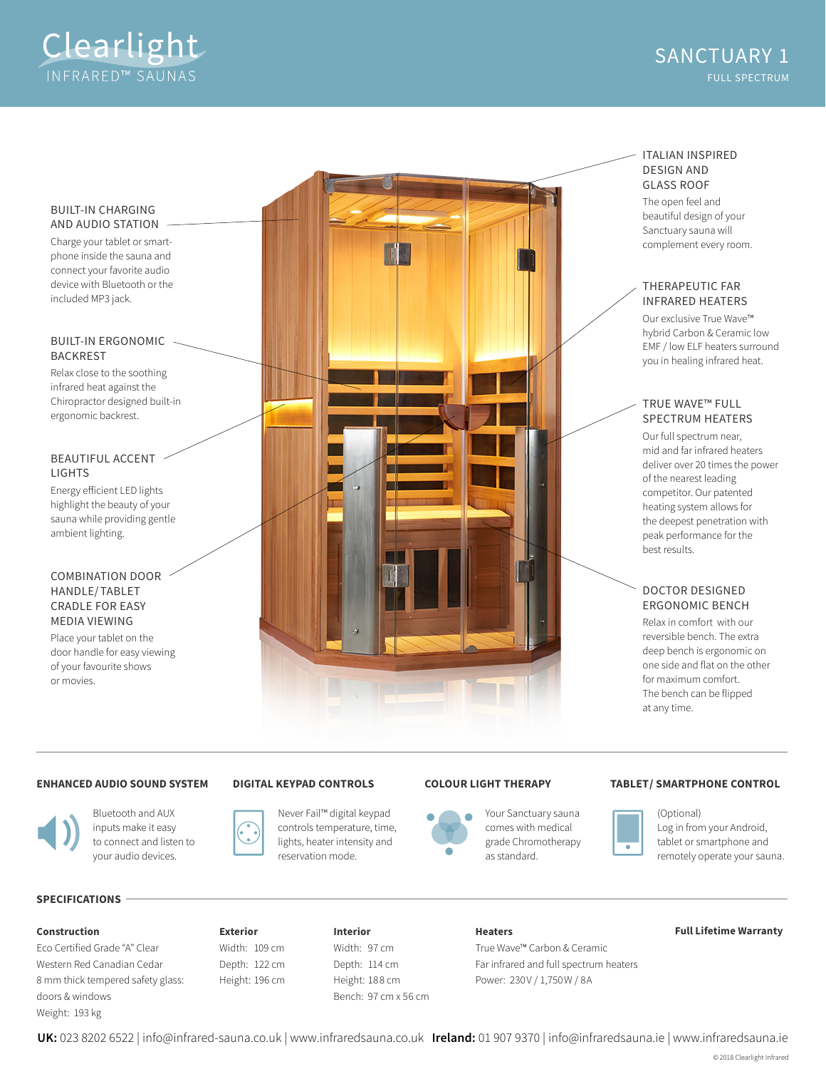# Clearlight INFRARED™ SAUNAS

## SANCTUARY 1

FULL SPECTRUM

### BUILT-IN CHARGING AND AUDIO STATION

Charge your tablet or smartphone inside the sauna and connect your favorite audio device with Bluetooth or the included MP3 jack.

### BUILT-IN ERGONOMIC BACKREST

Relax close to the soothing infrared heat against the Chiropractor designed built-in ergonomic backrest.

### BEAUTIFUL ACCENT LIGHTS

Energy efficient LED lights highlight the beauty of your sauna while providing gentle ambient lighting.

### COMBINATION DOOR HANDLE/ TABLET CRADLE FOR EASY MEDIA VIEWING

Place your tablet on the door handle for easy viewing of your favourite shows or movies.

### ITALIAN INSPIRED DESIGN AND GLASS ROOF

The open feel and beautiful design of your Sanctuary sauna will complement every room.

### THERAPEUTIC FAR INFRARED HEATERS

Our exclusive True Wave™ hybrid Carbon & Ceramic low EMF / low ELF heaters surround you in healing infrared heat.

### TRUE WAVE™ FULL SPECTRUM HEATERS

Our full spectrum near, mid and far infrared heaters deliver over 20 times the power of the nearest leading competitor. Our patented heating system allows for the deepest penetration with peak performance for the best results.

### DOCTOR DESIGNED ERGONOMIC BENCH

Relax in comfort with our reversible bench. The extra deep bench is ergonomic on one side and flat on the other for maximum comfort. The bench can be flipped at any time.

---

### ENHANCED AUDIO SOUND SYSTEM

Bluetooth and AUX inputs make it easy to connect and listen to your audio devices.

### DIGITAL KEYPAD CONTROLS

Never Fail™ digital keypad controls temperature, time, lights, heater intensity and reservation mode.

### COLOUR LIGHT THERAPY

Your Sanctuary sauna comes with medical grade Chromotherapy as standard.

### TABLET/ SMARTPHONE CONTROL

(Optional) Log in from your Android, tablet or smartphone and remotely operate your sauna.

## SPECIFICATIONS

**Construction**
Eco Certified Grade "A" Clear Western Red Canadian Cedar
8 mm thick tempered safety glass: doors & windows
Weight: 193 kg

**Exterior**
Width: 109 cm
Depth: 122 cm
Height: 196 cm

**Interior**
Width: 97 cm
Depth: 114 cm
Height: 188 cm
Bench: 97 cm x 56 cm

**Heaters**
True Wave™ Carbon & Ceramic
Far infrared and full spectrum heaters
Power: 230V / 1,750W / 8A

**Full Lifetime Warranty**

**UK:** 023 8202 6522 | info@infrared-sauna.co.uk | www.infraredsauna.co.uk **Ireland:** 01 907 9370 | info@infraredsauna.ie | www.infraredsauna.ie

© 2018 Clearlight Infrared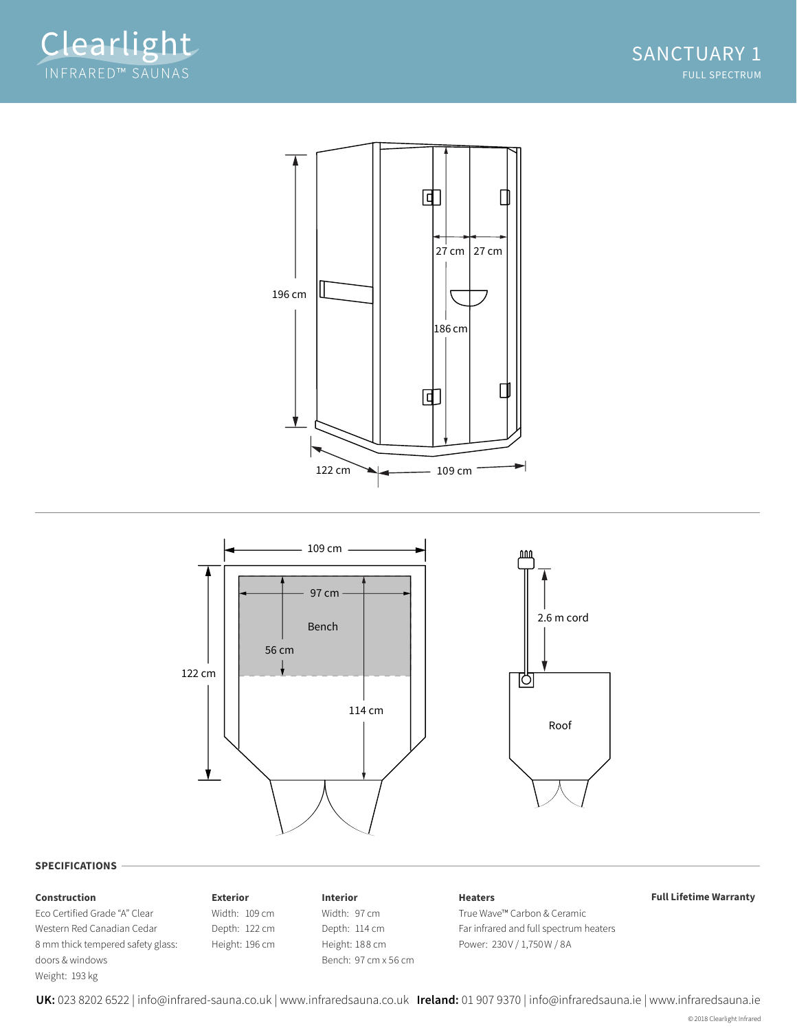Clearlight
INFRARED™ SAUNAS

# SANCTUARY 1

FULL SPECTRUM

196 cm
27 cm
27 cm
186 cm
122 cm
109 cm

109 cm
97 cm
Bench
56 cm
122 cm
114 cm

2.6 m cord
Roof

## SPECIFICATIONS

**Construction**
Eco Certified Grade "A" Clear
Western Red Canadian Cedar
8 mm thick tempered safety glass:
doors & windows
Weight: 193 kg

**Exterior**
Width: 109 cm
Depth: 122 cm
Height: 196 cm

**Interior**
Width: 97 cm
Depth: 114 cm
Height: 188 cm
Bench: 97 cm x 56 cm

**Heaters**
True Wave™ Carbon & Ceramic
Far infrared and full spectrum heaters
Power: 230V / 1,750W / 8A

**Full Lifetime Warranty**

**UK:** 023 8202 6522 | info@infrared-sauna.co.uk | www.infraredsauna.co.uk **Ireland:** 01 907 9370 | info@infraredsauna.ie | www.infraredsauna.ie

©2018 Clearlight Infrared